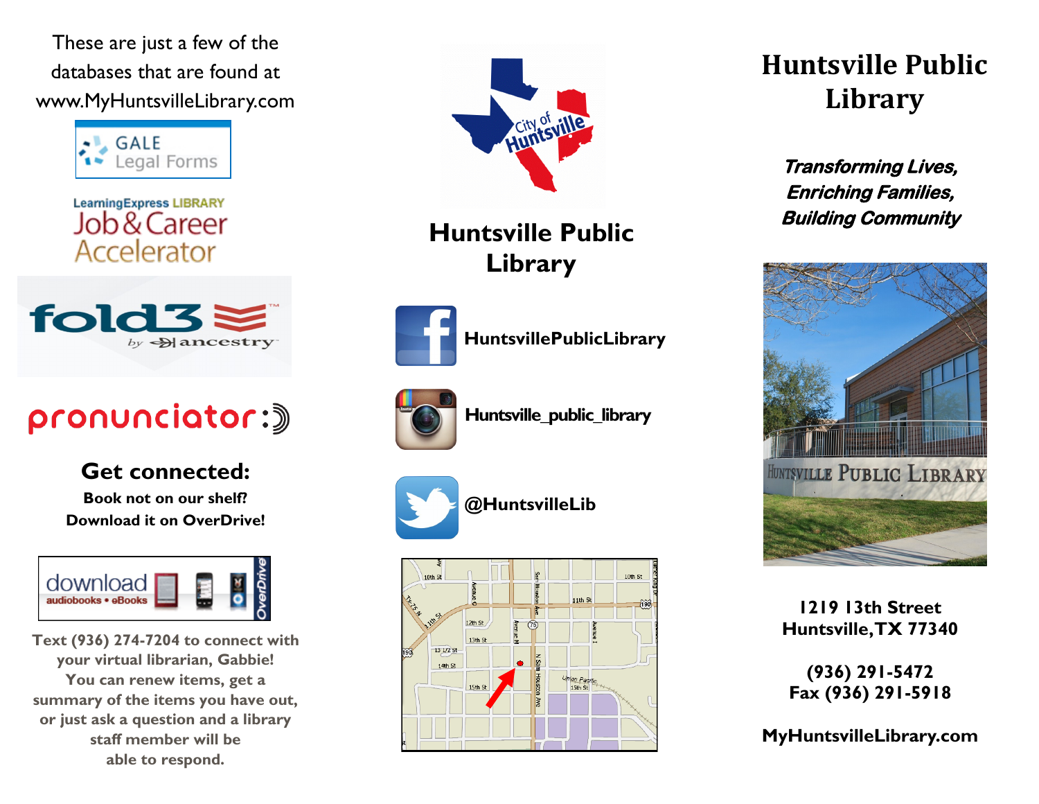These are just a few of the databases that are found at www.MyHuntsvilleLibrary.com

GALE Legal Forms

LearningExpress LIBRARY Job & Career Accelerator

fold3 by ancestry

pronunciator

## Get connected:

**Book not on our shelf?**
**Download it on OverDrive!**

download audiobooks • eBooks OverDrive

**Text (936) 274-7204 to connect with your virtual librarian, Gabbie! You can renew items, get a summary of the items you have out, or just ask a question and a library staff member will be able to respond.**

City of Huntsville

## Huntsville Public Library

**HuntsvillePublicLibrary**

**Huntsville_public_library**

**@HuntsvilleLib**

# Huntsville Public Library

***Transforming Lives,***
***Enriching Families,***
***Building Community***

**1219 13th Street**
**Huntsville, TX 77340**

**(936) 291-5472**
**Fax (936) 291-5918**

**MyHuntsvilleLibrary.com**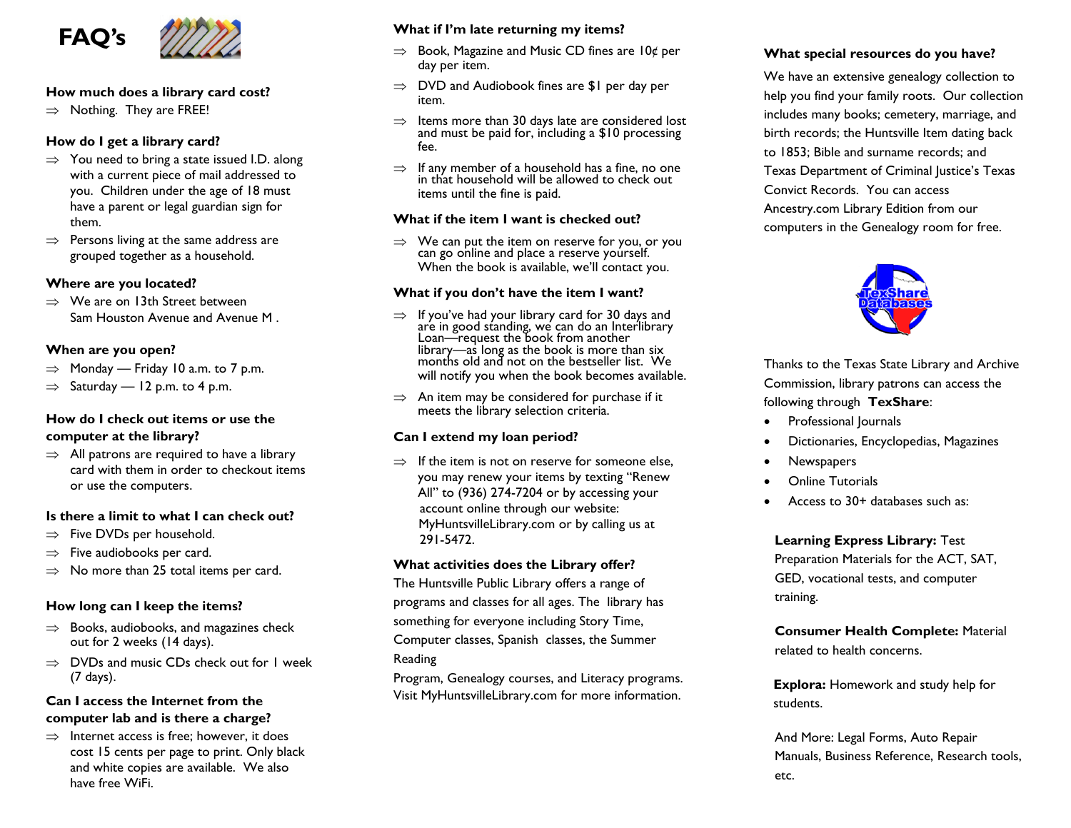# FAQ's

### How much does a library card cost?

- ⇒ Nothing. They are FREE!

### How do I get a library card?

- ⇒ You need to bring a state issued I.D. along with a current piece of mail addressed to you. Children under the age of 18 must have a parent or legal guardian sign for them.
- ⇒ Persons living at the same address are grouped together as a household.

### Where are you located?

- ⇒ We are on 13th Street between Sam Houston Avenue and Avenue M .

### When are you open?

- ⇒ Monday — Friday 10 a.m. to 7 p.m.
- ⇒ Saturday — 12 p.m. to 4 p.m.

### How do I check out items or use the computer at the library?

- ⇒ All patrons are required to have a library card with them in order to checkout items or use the computers.

### Is there a limit to what I can check out?

- ⇒ Five DVDs per household.
- ⇒ Five audiobooks per card.
- ⇒ No more than 25 total items per card.

### How long can I keep the items?

- ⇒ Books, audiobooks, and magazines check out for 2 weeks (14 days).
- ⇒ DVDs and music CDs check out for 1 week (7 days).

### Can I access the Internet from the computer lab and is there a charge?

- ⇒ Internet access is free; however, it does cost 15 cents per page to print. Only black and white copies are available. We also have free WiFi.

### What if I'm late returning my items?

- ⇒ Book, Magazine and Music CD fines are 10¢ per day per item.
- ⇒ DVD and Audiobook fines are $1 per day per item.
- ⇒ Items more than 30 days late are considered lost and must be paid for, including a $10 processing fee.
- ⇒ If any member of a household has a fine, no one in that household will be allowed to check out items until the fine is paid.

### What if the item I want is checked out?

- ⇒ We can put the item on reserve for you, or you can go online and place a reserve yourself. When the book is available, we'll contact you.

### What if you don't have the item I want?

- ⇒ If you've had your library card for 30 days and are in good standing, we can do an Interlibrary Loan—request the book from another library—as long as the book is more than six months old and not on the bestseller list. We will notify you when the book becomes available.
- ⇒ An item may be considered for purchase if it meets the library selection criteria.

### Can I extend my loan period?

- ⇒ If the item is not on reserve for someone else, you may renew your items by texting "Renew All" to (936) 274-7204 or by accessing your account online through our website: MyHuntsvilleLibrary.com or by calling us at 291-5472.

### What activities does the Library offer?

The Huntsville Public Library offers a range of programs and classes for all ages. The library has something for everyone including Story Time, Computer classes, Spanish classes, the Summer Reading Program, Genealogy courses, and Literacy programs. Visit MyHuntsvilleLibrary.com for more information.

### What special resources do you have?

We have an extensive genealogy collection to help you find your family roots. Our collection includes many books; cemetery, marriage, and birth records; the Huntsville Item dating back to 1853; Bible and surname records; and Texas Department of Criminal Justice's Texas Convict Records. You can access Ancestry.com Library Edition from our computers in the Genealogy room for free.

TexShare Databases

Thanks to the Texas State Library and Archive Commission, library patrons can access the following through **TexShare**:

- Professional Journals
- Dictionaries, Encyclopedias, Magazines
- Newspapers
- Online Tutorials
- Access to 30+ databases such as:

**Learning Express Library:** Test Preparation Materials for the ACT, SAT, GED, vocational tests, and computer training.

**Consumer Health Complete:** Material related to health concerns.

**Explora:** Homework and study help for students.

And More: Legal Forms, Auto Repair Manuals, Business Reference, Research tools, etc.